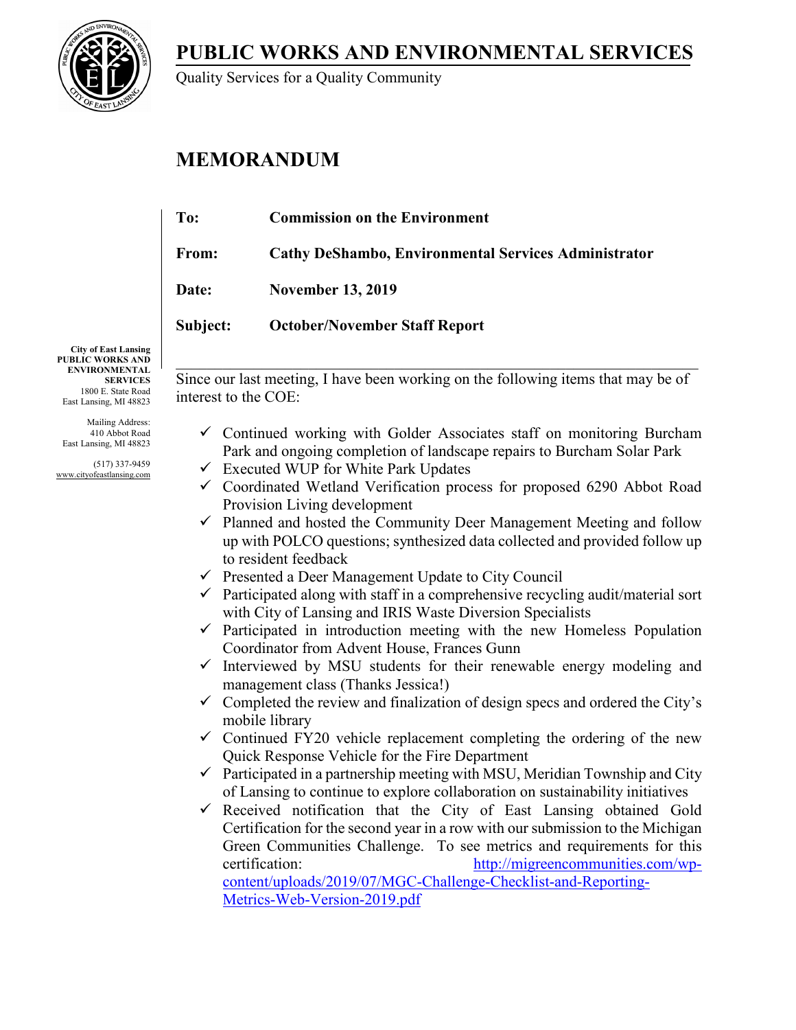# PUBLIC WORKS AND ENVIRONMENTAL SERVICES

Quality Services for a Quality Community

City of East Lansing
**PUBLIC WORKS AND ENVIRONMENTAL SERVICES**
1800 E. State Road
East Lansing, MI 48823

Mailing Address:
410 Abbot Road
East Lansing, MI 48823

(517) 337-9459
www.cityofeastlansing.com

## MEMORANDUM

**To:** **Commission on the Environment**

**From:** **Cathy DeShambo, Environmental Services Administrator**

**Date:** **November 13, 2019**

**Subject:** **October/November Staff Report**

---

Since our last meeting, I have been working on the following items that may be of interest to the COE:

- ✓ Continued working with Golder Associates staff on monitoring Burcham Park and ongoing completion of landscape repairs to Burcham Solar Park
- ✓ Executed WUP for White Park Updates
- ✓ Coordinated Wetland Verification process for proposed 6290 Abbot Road Provision Living development
- ✓ Planned and hosted the Community Deer Management Meeting and follow up with POLCO questions; synthesized data collected and provided follow up to resident feedback
- ✓ Presented a Deer Management Update to City Council
- ✓ Participated along with staff in a comprehensive recycling audit/material sort with City of Lansing and IRIS Waste Diversion Specialists
- ✓ Participated in introduction meeting with the new Homeless Population Coordinator from Advent House, Frances Gunn
- ✓ Interviewed by MSU students for their renewable energy modeling and management class (Thanks Jessica!)
- ✓ Completed the review and finalization of design specs and ordered the City's mobile library
- ✓ Continued FY20 vehicle replacement completing the ordering of the new Quick Response Vehicle for the Fire Department
- ✓ Participated in a partnership meeting with MSU, Meridian Township and City of Lansing to continue to explore collaboration on sustainability initiatives
- ✓ Received notification that the City of East Lansing obtained Gold Certification for the second year in a row with our submission to the Michigan Green Communities Challenge. To see metrics and requirements for this certification: http://migreencommunities.com/wp-content/uploads/2019/07/MGC-Challenge-Checklist-and-Reporting-Metrics-Web-Version-2019.pdf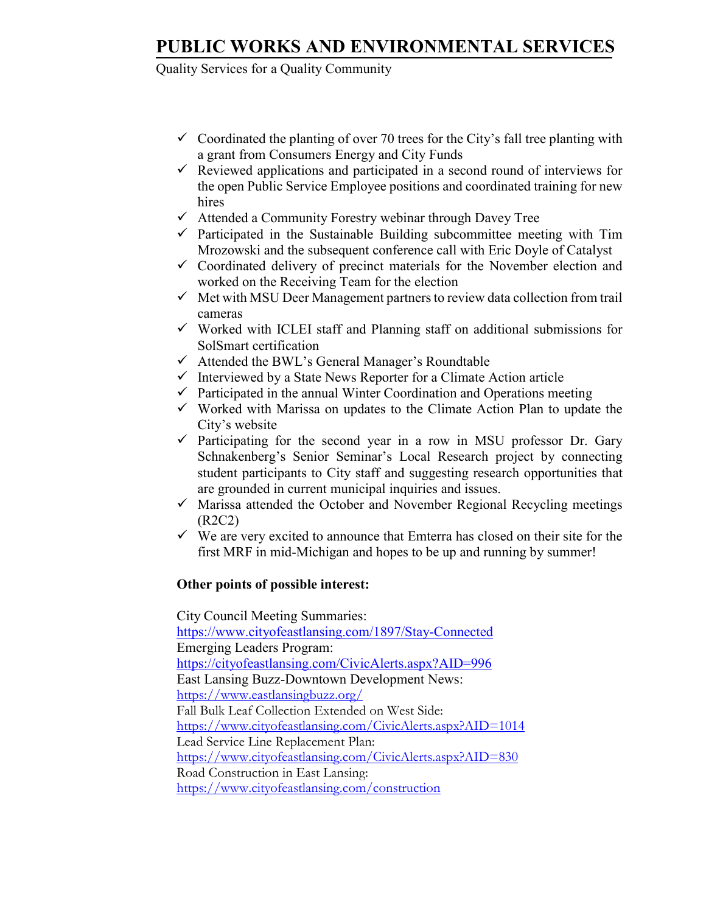# PUBLIC WORKS AND ENVIRONMENTAL SERVICES

Quality Services for a Quality Community

- ✓ Coordinated the planting of over 70 trees for the City's fall tree planting with a grant from Consumers Energy and City Funds
- ✓ Reviewed applications and participated in a second round of interviews for the open Public Service Employee positions and coordinated training for new hires
- ✓ Attended a Community Forestry webinar through Davey Tree
- ✓ Participated in the Sustainable Building subcommittee meeting with Tim Mrozowski and the subsequent conference call with Eric Doyle of Catalyst
- ✓ Coordinated delivery of precinct materials for the November election and worked on the Receiving Team for the election
- ✓ Met with MSU Deer Management partners to review data collection from trail cameras
- ✓ Worked with ICLEI staff and Planning staff on additional submissions for SolSmart certification
- ✓ Attended the BWL's General Manager's Roundtable
- ✓ Interviewed by a State News Reporter for a Climate Action article
- ✓ Participated in the annual Winter Coordination and Operations meeting
- ✓ Worked with Marissa on updates to the Climate Action Plan to update the City's website
- ✓ Participating for the second year in a row in MSU professor Dr. Gary Schnakenberg's Senior Seminar's Local Research project by connecting student participants to City staff and suggesting research opportunities that are grounded in current municipal inquiries and issues.
- ✓ Marissa attended the October and November Regional Recycling meetings (R2C2)
- ✓ We are very excited to announce that Emterra has closed on their site for the first MRF in mid-Michigan and hopes to be up and running by summer!

**Other points of possible interest:**

City Council Meeting Summaries:
https://www.cityofeastlansing.com/1897/Stay-Connected
Emerging Leaders Program:
https://cityofeastlansing.com/CivicAlerts.aspx?AID=996
East Lansing Buzz-Downtown Development News:
https://www.eastlansingbuzz.org/
Fall Bulk Leaf Collection Extended on West Side:
https://www.cityofeastlansing.com/CivicAlerts.aspx?AID=1014
Lead Service Line Replacement Plan:
https://www.cityofeastlansing.com/CivicAlerts.aspx?AID=830
Road Construction in East Lansing:
https://www.cityofeastlansing.com/construction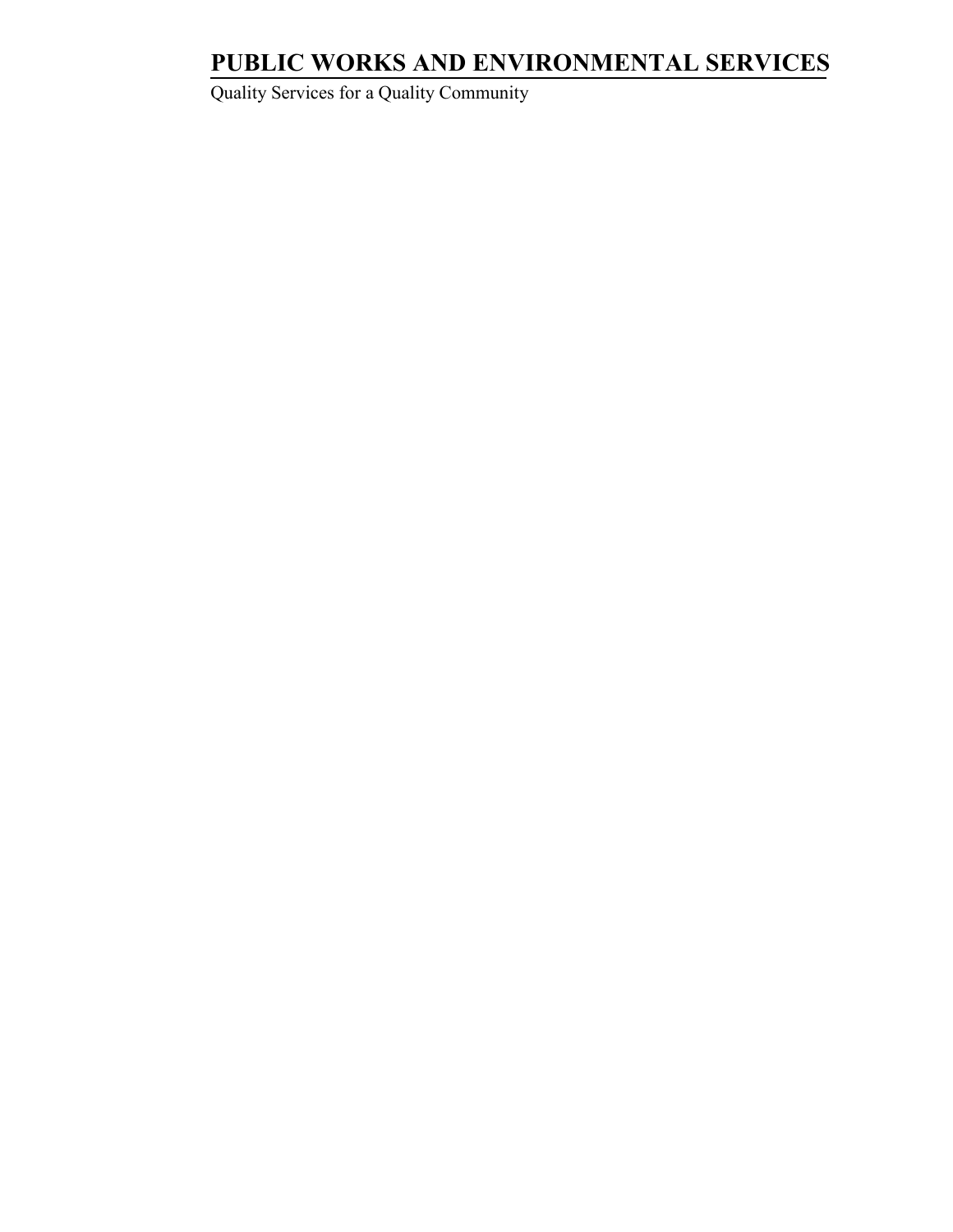# PUBLIC WORKS AND ENVIRONMENTAL SERVICES

Quality Services for a Quality Community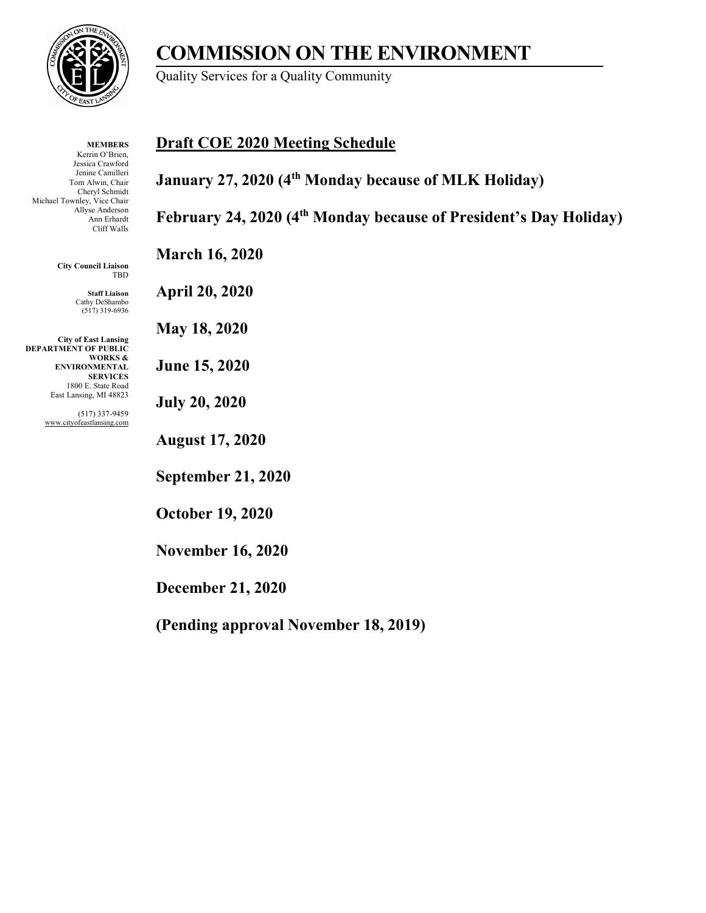# COMMISSION ON THE ENVIRONMENT

Quality Services for a Quality Community

**MEMBERS**
Kerrin O'Brien,
Jessica Crawford
Jenine Camilleri
Tom Alwin, Chair
Cheryl Schmidt
Michael Townley, Vice Chair
Allyse Anderson
Ann Erhardt
Cliff Walls

**City Council Liaison**
TBD

**Staff Liaison**
Cathy DeShambo
(517) 319-6936

**City of East Lansing**
**DEPARTMENT OF PUBLIC WORKS & ENVIRONMENTAL SERVICES**
1800 E. State Road
East Lansing, MI 48823

(517) 337-9459
www.cityofeastlansing.com

## Draft COE 2020 Meeting Schedule

**January 27, 2020 (4th Monday because of MLK Holiday)**

**February 24, 2020 (4th Monday because of President's Day Holiday)**

**March 16, 2020**

**April 20, 2020**

**May 18, 2020**

**June 15, 2020**

**July 20, 2020**

**August 17, 2020**

**September 21, 2020**

**October 19, 2020**

**November 16, 2020**

**December 21, 2020**

**(Pending approval November 18, 2019)**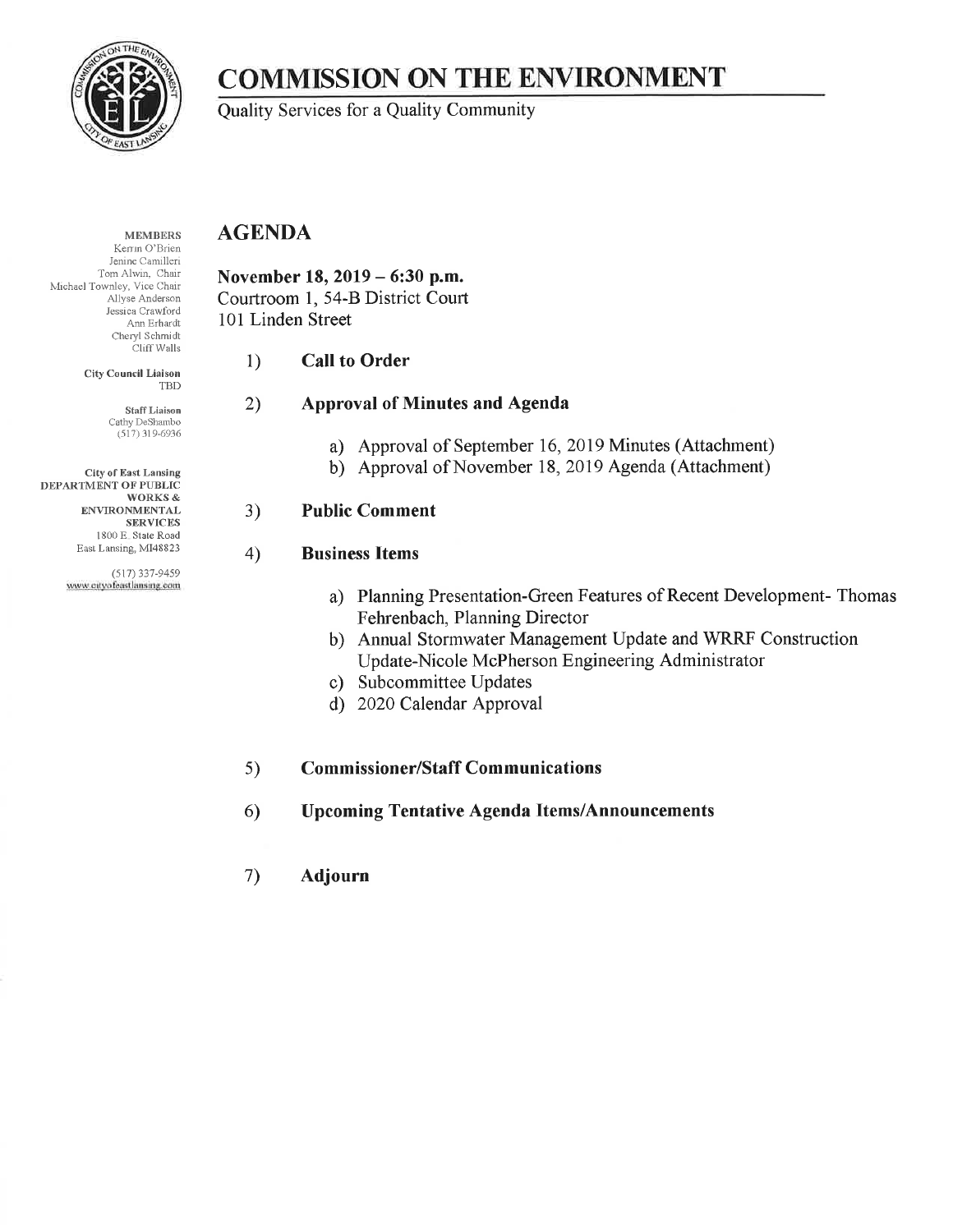# COMMISSION ON THE ENVIRONMENT

Quality Services for a Quality Community

**MEMBERS**
Kerrin O'Brien
Jenine Camilleri
Tom Alwin, Chair
Michael Townley, Vice Chair
Allyse Anderson
Jessica Crawford
Ann Erhardt
Cheryl Schmidt
Cliff Walls

**City Council Liaison**
TBD

**Staff Liaison**
Cathy DeShambo
(517) 319-6936

**City of East Lansing**
**DEPARTMENT OF PUBLIC WORKS & ENVIRONMENTAL SERVICES**
1800 E. State Road
East Lansing, MI48823

(517) 337-9459
www.cityofeastlansing.com

## AGENDA

**November 18, 2019 – 6:30 p.m.**
Courtroom 1, 54-B District Court
101 Linden Street

1) **Call to Order**

2) **Approval of Minutes and Agenda**

   a) Approval of September 16, 2019 Minutes (Attachment)
   b) Approval of November 18, 2019 Agenda (Attachment)

3) **Public Comment**

4) **Business Items**

   a) Planning Presentation-Green Features of Recent Development- Thomas Fehrenbach, Planning Director
   b) Annual Stormwater Management Update and WRRF Construction Update-Nicole McPherson Engineering Administrator
   c) Subcommittee Updates
   d) 2020 Calendar Approval

5) **Commissioner/Staff Communications**

6) **Upcoming Tentative Agenda Items/Announcements**

7) **Adjourn**